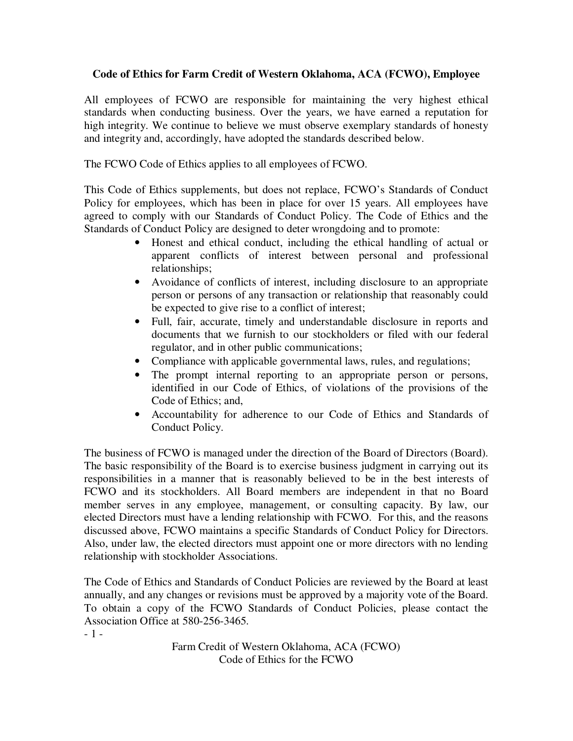# Code of Ethics for Farm Credit of Western Oklahoma, ACA (FCWO), Employee

All employees of FCWO are responsible for maintaining the very highest ethical standards when conducting business. Over the years, we have earned a reputation for high integrity. We continue to believe we must observe exemplary standards of honesty and integrity and, accordingly, have adopted the standards described below.

The FCWO Code of Ethics applies to all employees of FCWO.

This Code of Ethics supplements, but does not replace, FCWO's Standards of Conduct Policy for employees, which has been in place for over 15 years. All employees have agreed to comply with our Standards of Conduct Policy. The Code of Ethics and the Standards of Conduct Policy are designed to deter wrongdoing and to promote:

- Honest and ethical conduct, including the ethical handling of actual or apparent conflicts of interest between personal and professional relationships;
- Avoidance of conflicts of interest, including disclosure to an appropriate person or persons of any transaction or relationship that reasonably could be expected to give rise to a conflict of interest;
- Full, fair, accurate, timely and understandable disclosure in reports and documents that we furnish to our stockholders or filed with our federal regulator, and in other public communications;
- Compliance with applicable governmental laws, rules, and regulations;
- The prompt internal reporting to an appropriate person or persons, identified in our Code of Ethics, of violations of the provisions of the Code of Ethics; and,
- Accountability for adherence to our Code of Ethics and Standards of Conduct Policy.

The business of FCWO is managed under the direction of the Board of Directors (Board). The basic responsibility of the Board is to exercise business judgment in carrying out its responsibilities in a manner that is reasonably believed to be in the best interests of FCWO and its stockholders. All Board members are independent in that no Board member serves in any employee, management, or consulting capacity. By law, our elected Directors must have a lending relationship with FCWO. For this, and the reasons discussed above, FCWO maintains a specific Standards of Conduct Policy for Directors. Also, under law, the elected directors must appoint one or more directors with no lending relationship with stockholder Associations.

The Code of Ethics and Standards of Conduct Policies are reviewed by the Board at least annually, and any changes or revisions must be approved by a majority vote of the Board. To obtain a copy of the FCWO Standards of Conduct Policies, please contact the Association Office at 580-256-3465.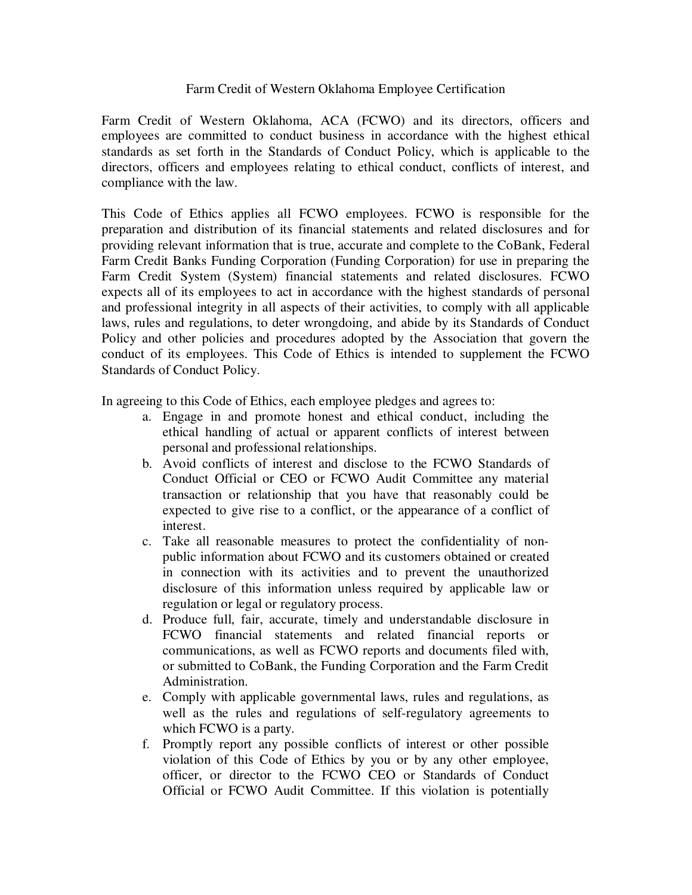Farm Credit of Western Oklahoma Employee Certification

Farm Credit of Western Oklahoma, ACA (FCWO) and its directors, officers and employees are committed to conduct business in accordance with the highest ethical standards as set forth in the Standards of Conduct Policy, which is applicable to the directors, officers and employees relating to ethical conduct, conflicts of interest, and compliance with the law.

This Code of Ethics applies all FCWO employees. FCWO is responsible for the preparation and distribution of its financial statements and related disclosures and for providing relevant information that is true, accurate and complete to the CoBank, Federal Farm Credit Banks Funding Corporation (Funding Corporation) for use in preparing the Farm Credit System (System) financial statements and related disclosures. FCWO expects all of its employees to act in accordance with the highest standards of personal and professional integrity in all aspects of their activities, to comply with all applicable laws, rules and regulations, to deter wrongdoing, and abide by its Standards of Conduct Policy and other policies and procedures adopted by the Association that govern the conduct of its employees. This Code of Ethics is intended to supplement the FCWO Standards of Conduct Policy.

In agreeing to this Code of Ethics, each employee pledges and agrees to:

a. Engage in and promote honest and ethical conduct, including the ethical handling of actual or apparent conflicts of interest between personal and professional relationships.
b. Avoid conflicts of interest and disclose to the FCWO Standards of Conduct Official or CEO or FCWO Audit Committee any material transaction or relationship that you have that reasonably could be expected to give rise to a conflict, or the appearance of a conflict of interest.
c. Take all reasonable measures to protect the confidentiality of non-public information about FCWO and its customers obtained or created in connection with its activities and to prevent the unauthorized disclosure of this information unless required by applicable law or regulation or legal or regulatory process.
d. Produce full, fair, accurate, timely and understandable disclosure in FCWO financial statements and related financial reports or communications, as well as FCWO reports and documents filed with, or submitted to CoBank, the Funding Corporation and the Farm Credit Administration.
e. Comply with applicable governmental laws, rules and regulations, as well as the rules and regulations of self-regulatory agreements to which FCWO is a party.
f. Promptly report any possible conflicts of interest or other possible violation of this Code of Ethics by you or by any other employee, officer, or director to the FCWO CEO or Standards of Conduct Official or FCWO Audit Committee. If this violation is potentially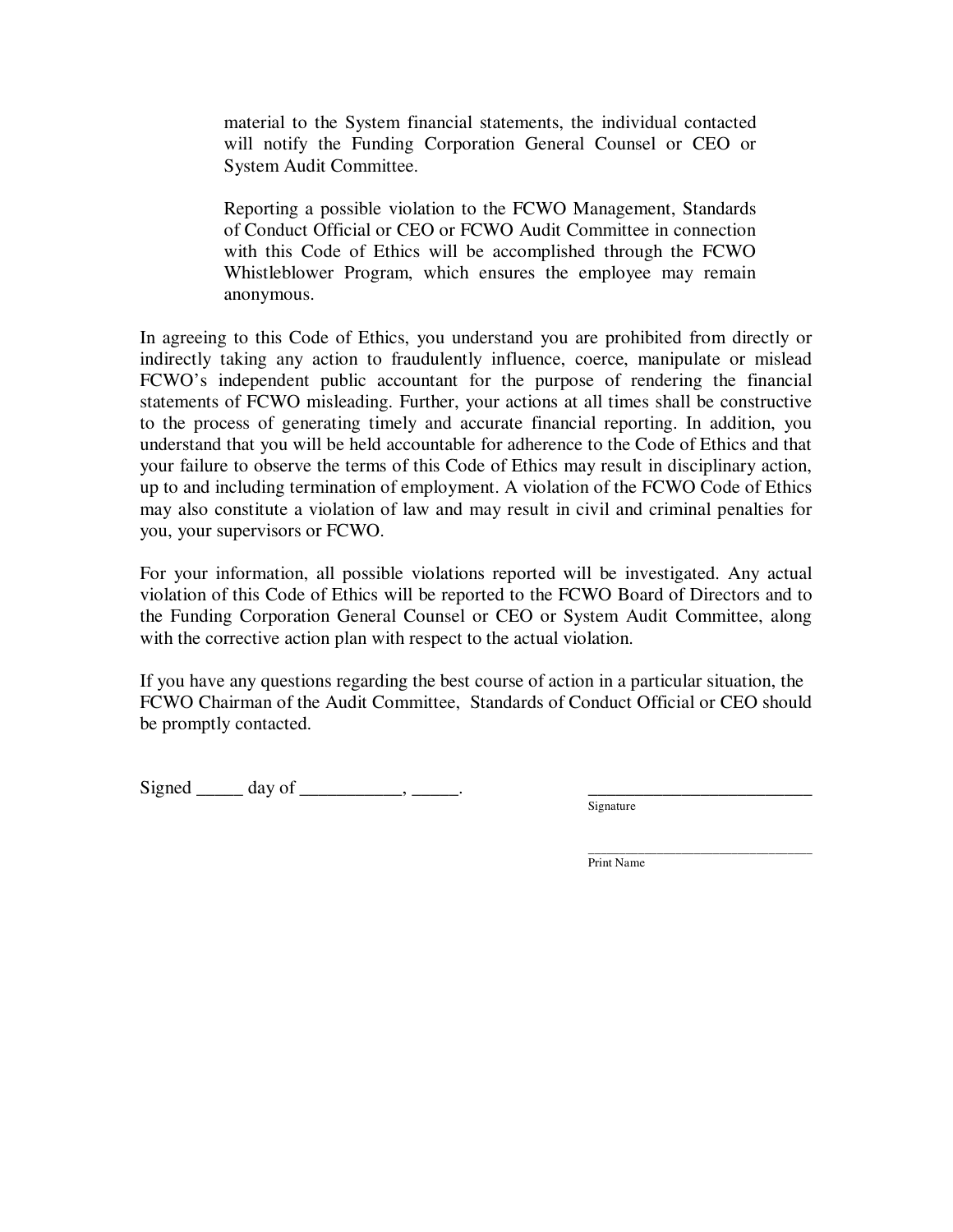material to the System financial statements, the individual contacted will notify the Funding Corporation General Counsel or CEO or System Audit Committee.

Reporting a possible violation to the FCWO Management, Standards of Conduct Official or CEO or FCWO Audit Committee in connection with this Code of Ethics will be accomplished through the FCWO Whistleblower Program, which ensures the employee may remain anonymous.

In agreeing to this Code of Ethics, you understand you are prohibited from directly or indirectly taking any action to fraudulently influence, coerce, manipulate or mislead FCWO's independent public accountant for the purpose of rendering the financial statements of FCWO misleading. Further, your actions at all times shall be constructive to the process of generating timely and accurate financial reporting. In addition, you understand that you will be held accountable for adherence to the Code of Ethics and that your failure to observe the terms of this Code of Ethics may result in disciplinary action, up to and including termination of employment. A violation of the FCWO Code of Ethics may also constitute a violation of law and may result in civil and criminal penalties for you, your supervisors or FCWO.

For your information, all possible violations reported will be investigated. Any actual violation of this Code of Ethics will be reported to the FCWO Board of Directors and to the Funding Corporation General Counsel or CEO or System Audit Committee, along with the corrective action plan with respect to the actual violation.

If you have any questions regarding the best course of action in a particular situation, the FCWO Chairman of the Audit Committee, Standards of Conduct Official or CEO should be promptly contacted.

Signed _____ day of ___________, _____.

_________________________
Signature

_________________________
Print Name